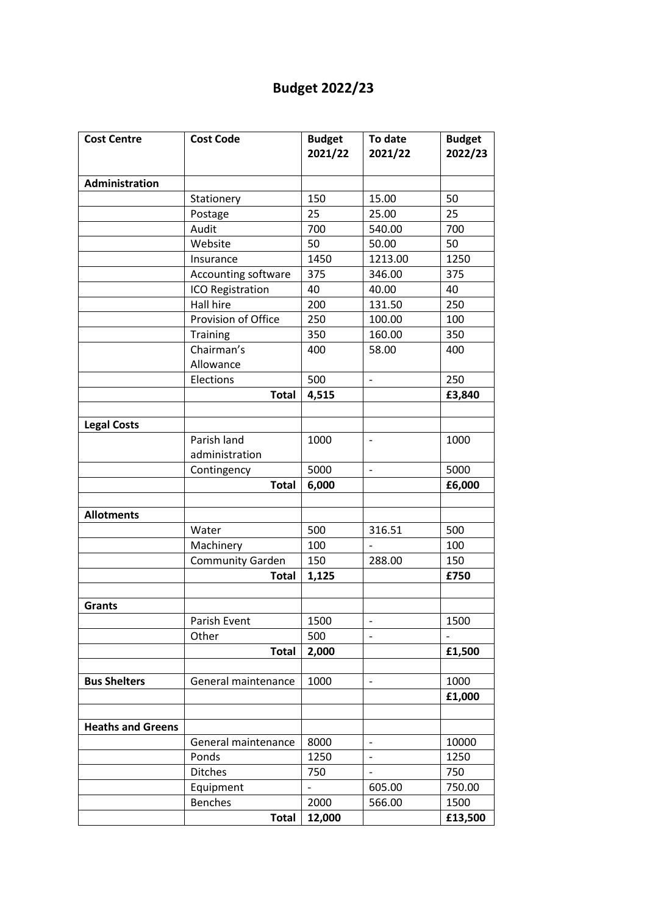# Budget 2022/23

| Cost Centre | Cost Code | Budget 2021/22 | To date 2021/22 | Budget 2022/23 |
|---|---|---|---|---|
| **Administration** | | | | |
| | Stationery | 150 | 15.00 | 50 |
| | Postage | 25 | 25.00 | 25 |
| | Audit | 700 | 540.00 | 700 |
| | Website | 50 | 50.00 | 50 |
| | Insurance | 1450 | 1213.00 | 1250 |
| | Accounting software | 375 | 346.00 | 375 |
| | ICO Registration | 40 | 40.00 | 40 |
| | Hall hire | 200 | 131.50 | 250 |
| | Provision of Office | 250 | 100.00 | 100 |
| | Training | 350 | 160.00 | 350 |
| | Chairman's Allowance | 400 | 58.00 | 400 |
| | Elections | 500 | - | 250 |
| | **Total** | **4,515** | | **£3,840** |
| | | | | |
| **Legal Costs** | | | | |
| | Parish land administration | 1000 | - | 1000 |
| | Contingency | 5000 | - | 5000 |
| | **Total** | **6,000** | | **£6,000** |
| | | | | |
| **Allotments** | | | | |
| | Water | 500 | 316.51 | 500 |
| | Machinery | 100 | - | 100 |
| | Community Garden | 150 | 288.00 | 150 |
| | **Total** | **1,125** | | **£750** |
| | | | | |
| **Grants** | | | | |
| | Parish Event | 1500 | - | 1500 |
| | Other | 500 | - | - |
| | **Total** | **2,000** | | **£1,500** |
| | | | | |
| **Bus Shelters** | General maintenance | 1000 | - | 1000 |
| | | | | **£1,000** |
| | | | | |
| **Heaths and Greens** | | | | |
| | General maintenance | 8000 | - | 10000 |
| | Ponds | 1250 | - | 1250 |
| | Ditches | 750 | - | 750 |
| | Equipment | - | 605.00 | 750.00 |
| | Benches | 2000 | 566.00 | 1500 |
| | **Total** | **12,000** | | **£13,500** |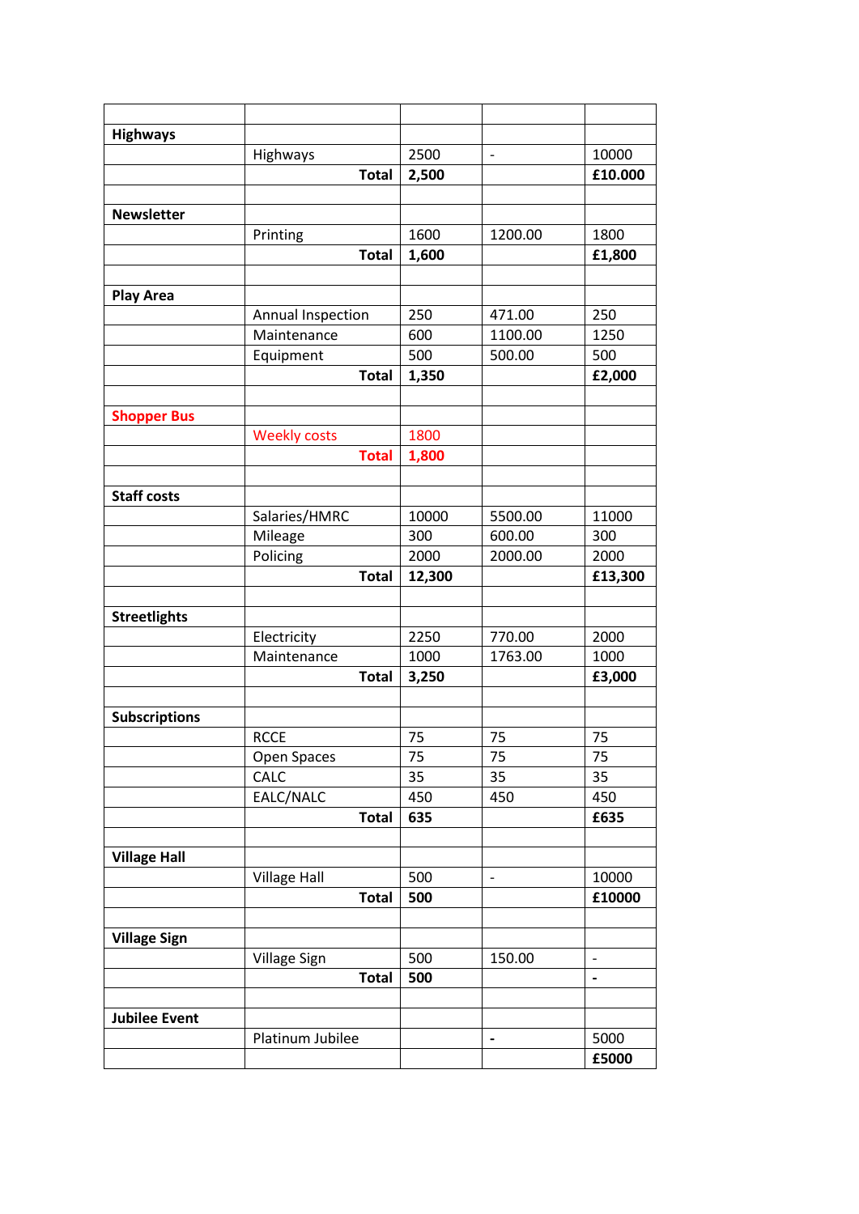| | | | | |
|---|---|---|---|---|
| **Highways** | | | | |
| | Highways | 2500 | - | 10000 |
| | **Total** | **2,500** | | **£10.000** |
| | | | | |
| **Newsletter** | | | | |
| | Printing | 1600 | 1200.00 | 1800 |
| | **Total** | **1,600** | | **£1,800** |
| | | | | |
| **Play Area** | | | | |
| | Annual Inspection | 250 | 471.00 | 250 |
| | Maintenance | 600 | 1100.00 | 1250 |
| | Equipment | 500 | 500.00 | 500 |
| | **Total** | **1,350** | | **£2,000** |
| | | | | |
| **Shopper Bus** | | | | |
| | Weekly costs | 1800 | | |
| | **Total** | **1,800** | | |
| | | | | |
| **Staff costs** | | | | |
| | Salaries/HMRC | 10000 | 5500.00 | 11000 |
| | Mileage | 300 | 600.00 | 300 |
| | Policing | 2000 | 2000.00 | 2000 |
| | **Total** | **12,300** | | **£13,300** |
| | | | | |
| **Streetlights** | | | | |
| | Electricity | 2250 | 770.00 | 2000 |
| | Maintenance | 1000 | 1763.00 | 1000 |
| | **Total** | **3,250** | | **£3,000** |
| | | | | |
| **Subscriptions** | | | | |
| | RCCE | 75 | 75 | 75 |
| | Open Spaces | 75 | 75 | 75 |
| | CALC | 35 | 35 | 35 |
| | EALC/NALC | 450 | 450 | 450 |
| | **Total** | **635** | | **£635** |
| | | | | |
| **Village Hall** | | | | |
| | Village Hall | 500 | - | 10000 |
| | **Total** | **500** | | **£10000** |
| | | | | |
| **Village Sign** | | | | |
| | Village Sign | 500 | 150.00 | - |
| | **Total** | **500** | | **-** |
| | | | | |
| **Jubilee Event** | | | | |
| | Platinum Jubilee | | **-** | 5000 |
| | | | | **£5000** |